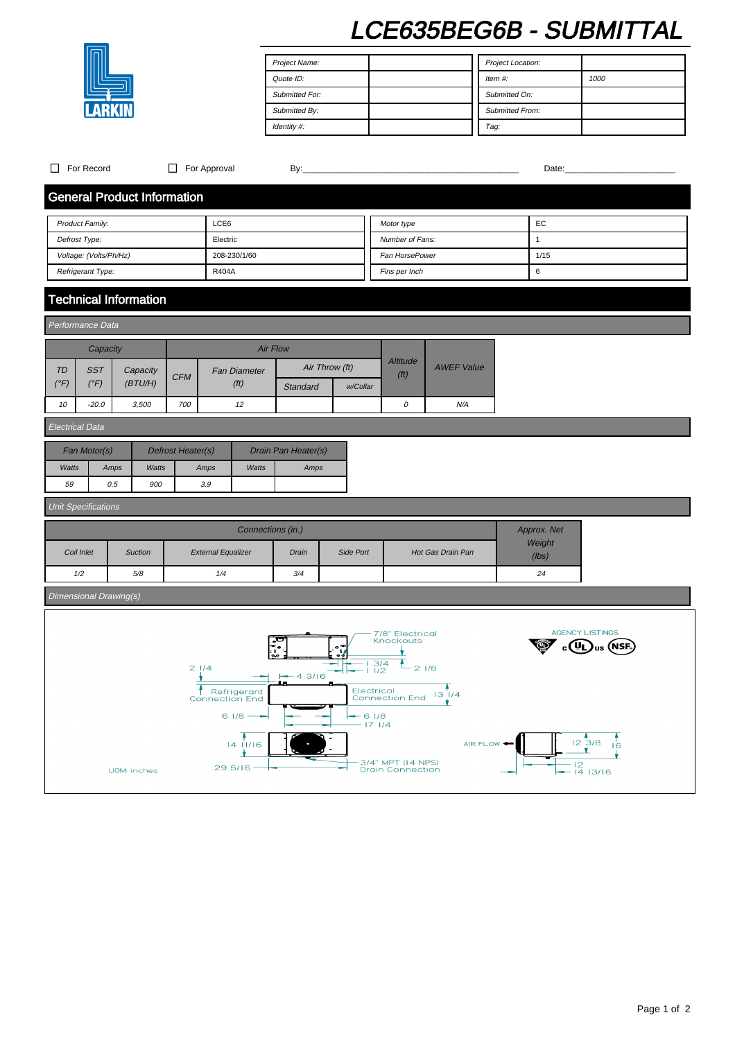# LCE635BEG6B - SUBMITTAL

LARKIN

| Project Name: | | Project Location: | |
|---|---|---|---|
| Quote ID: | | Item #: | 1000 |
| Submitted For: | | Submitted On: | |
| Submitted By: | | Submitted From: | |
| Identity #: | | Tag: | |

☐ For Record ☐ For Approval By:_____________________________________________ Date:_______________________

## General Product Information

| Product Family: | LCE6 | Motor type | EC |
|---|---|---|---|
| Defrost Type: | Electric | Number of Fans: | 1 |
| Voltage: (Volts/Ph/Hz) | 208-230/1/60 | Fan HorsePower | 1/15 |
| Refrigerant Type: | R404A | Fins per Inch | 6 |

## Technical Information

### Performance Data

| Capacity | | | Air Flow | | | | Altitude (ft) | AWEF Value |
|---|---|---|---|---|---|---|---|---|
| TD (°F) | SST (°F) | Capacity (BTU/H) | CFM | Fan Diameter (ft) | Air Throw (ft) Standard | Air Throw (ft) w/Collar | | |
| 10 | -20.0 | 3,500 | 700 | 12 | | | 0 | N/A |

### Electrical Data

| Fan Motor(s) | | Defrost Heater(s) | | Drain Pan Heater(s) | |
|---|---|---|---|---|---|
| Watts | Amps | Watts | Amps | Watts | Amps |
| 59 | 0.5 | 900 | 3.9 | | |

### Unit Specifications

| Connections (in.) | | | | | | Approx. Net Weight (lbs) |
|---|---|---|---|---|---|---|
| Coil Inlet | Suction | External Equalizer | Drain | Side Port | Hot Gas Drain Pan | |
| 1/2 | 5/8 | 1/4 | 3/4 | | | 24 |

### Dimensional Drawing(s)

7/8" Electrical Knockouts

2 1/4 — 4 3/16 — 1 3/4 — 1 1/2 — 2 1/8

Refrigerant Connection End — Electrical Connection End — 13 1/4

6 1/8 — 6 1/8 — 17 1/4

14 11/16 — 29 5/16 — 3/4" MPT (14 NPS) Drain Connection

AIR FLOW — 12 3/8 — 16 — 12 — 14 13/16

AGENCY LISTINGS: c UL us, NSF

UOM: inches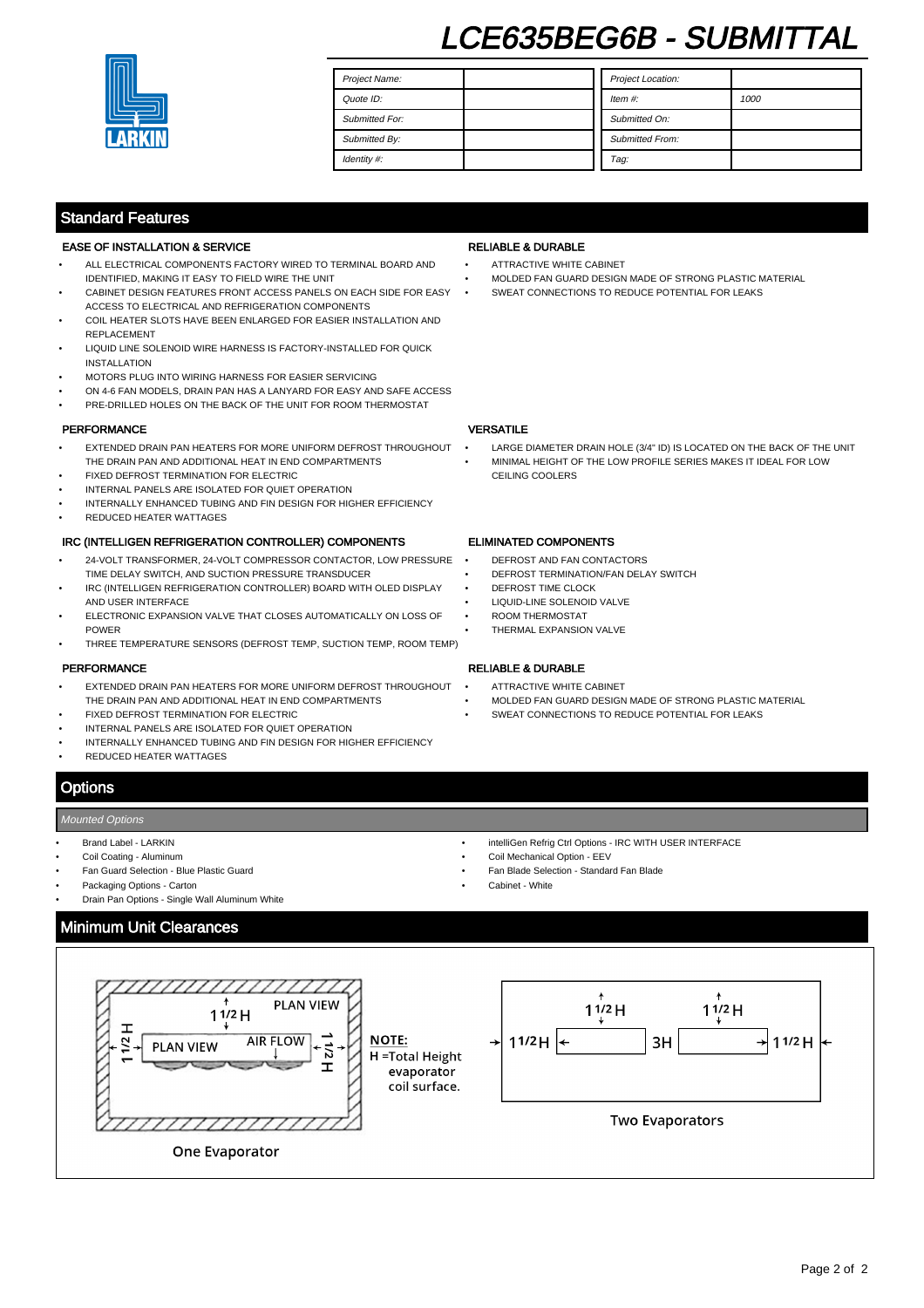# LCE635BEG6B - SUBMITTAL

| | | | |
|---|---|---|---|
| Project Name: | | Project Location: | |
| Quote ID: | | Item #: | 1000 |
| Submitted For: | | Submitted On: | |
| Submitted By: | | Submitted From: | |
| Identity #: | | Tag: | |

## Standard Features

### EASE OF INSTALLATION & SERVICE

- ALL ELECTRICAL COMPONENTS FACTORY WIRED TO TERMINAL BOARD AND IDENTIFIED, MAKING IT EASY TO FIELD WIRE THE UNIT
- CABINET DESIGN FEATURES FRONT ACCESS PANELS ON EACH SIDE FOR EASY ACCESS TO ELECTRICAL AND REFRIGERATION COMPONENTS
- COIL HEATER SLOTS HAVE BEEN ENLARGED FOR EASIER INSTALLATION AND REPLACEMENT
- LIQUID LINE SOLENOID WIRE HARNESS IS FACTORY-INSTALLED FOR QUICK INSTALLATION
- MOTORS PLUG INTO WIRING HARNESS FOR EASIER SERVICING
- ON 4-6 FAN MODELS, DRAIN PAN HAS A LANYARD FOR EASY AND SAFE ACCESS
- PRE-DRILLED HOLES ON THE BACK OF THE UNIT FOR ROOM THERMOSTAT

### RELIABLE & DURABLE

- ATTRACTIVE WHITE CABINET
- MOLDED FAN GUARD DESIGN MADE OF STRONG PLASTIC MATERIAL
- SWEAT CONNECTIONS TO REDUCE POTENTIAL FOR LEAKS

### PERFORMANCE

- EXTENDED DRAIN PAN HEATERS FOR MORE UNIFORM DEFROST THROUGHOUT THE DRAIN PAN AND ADDITIONAL HEAT IN END COMPARTMENTS
- FIXED DEFROST TERMINATION FOR ELECTRIC
- INTERNAL PANELS ARE ISOLATED FOR QUIET OPERATION
- INTERNALLY ENHANCED TUBING AND FIN DESIGN FOR HIGHER EFFICIENCY
- REDUCED HEATER WATTAGES

### VERSATILE

- LARGE DIAMETER DRAIN HOLE (3/4" ID) IS LOCATED ON THE BACK OF THE UNIT
- MINIMAL HEIGHT OF THE LOW PROFILE SERIES MAKES IT IDEAL FOR LOW CEILING COOLERS

### IRC (INTELLIGEN REFRIGERATION CONTROLLER) COMPONENTS

- 24-VOLT TRANSFORMER, 24-VOLT COMPRESSOR CONTACTOR, LOW PRESSURE TIME DELAY SWITCH, AND SUCTION PRESSURE TRANSDUCER
- IRC (INTELLIGEN REFRIGERATION CONTROLLER) BOARD WITH OLED DISPLAY AND USER INTERFACE
- ELECTRONIC EXPANSION VALVE THAT CLOSES AUTOMATICALLY ON LOSS OF POWER
- THREE TEMPERATURE SENSORS (DEFROST TEMP, SUCTION TEMP, ROOM TEMP)

### ELIMINATED COMPONENTS

- DEFROST AND FAN CONTACTORS
- DEFROST TERMINATION/FAN DELAY SWITCH
- DEFROST TIME CLOCK
- LIQUID-LINE SOLENOID VALVE
- ROOM THERMOSTAT
- THERMAL EXPANSION VALVE

### PERFORMANCE

- EXTENDED DRAIN PAN HEATERS FOR MORE UNIFORM DEFROST THROUGHOUT THE DRAIN PAN AND ADDITIONAL HEAT IN END COMPARTMENTS
- FIXED DEFROST TERMINATION FOR ELECTRIC
- INTERNAL PANELS ARE ISOLATED FOR QUIET OPERATION
- INTERNALLY ENHANCED TUBING AND FIN DESIGN FOR HIGHER EFFICIENCY
- REDUCED HEATER WATTAGES

### RELIABLE & DURABLE

- ATTRACTIVE WHITE CABINET
- MOLDED FAN GUARD DESIGN MADE OF STRONG PLASTIC MATERIAL
- SWEAT CONNECTIONS TO REDUCE POTENTIAL FOR LEAKS

## Options

*Mounted Options*

- Brand Label - LARKIN
- Coil Coating - Aluminum
- Fan Guard Selection - Blue Plastic Guard
- Packaging Options - Carton
- Drain Pan Options - Single Wall Aluminum White
- intelliGen Refrig Ctrl Options - IRC WITH USER INTERFACE
- Coil Mechanical Option - EEV
- Fan Blade Selection - Standard Fan Blade
- Cabinet - White

## Minimum Unit Clearances

PLAN VIEW
1 1/2 H
1 1/2 H
PLAN VIEW
AIR FLOW
1 1/2 H

One Evaporator

**NOTE:**
H =Total Height evaporator coil surface.

1 1/2 H
1 1/2 H
1 1/2 H
3H
1 1/2 H

Two Evaporators